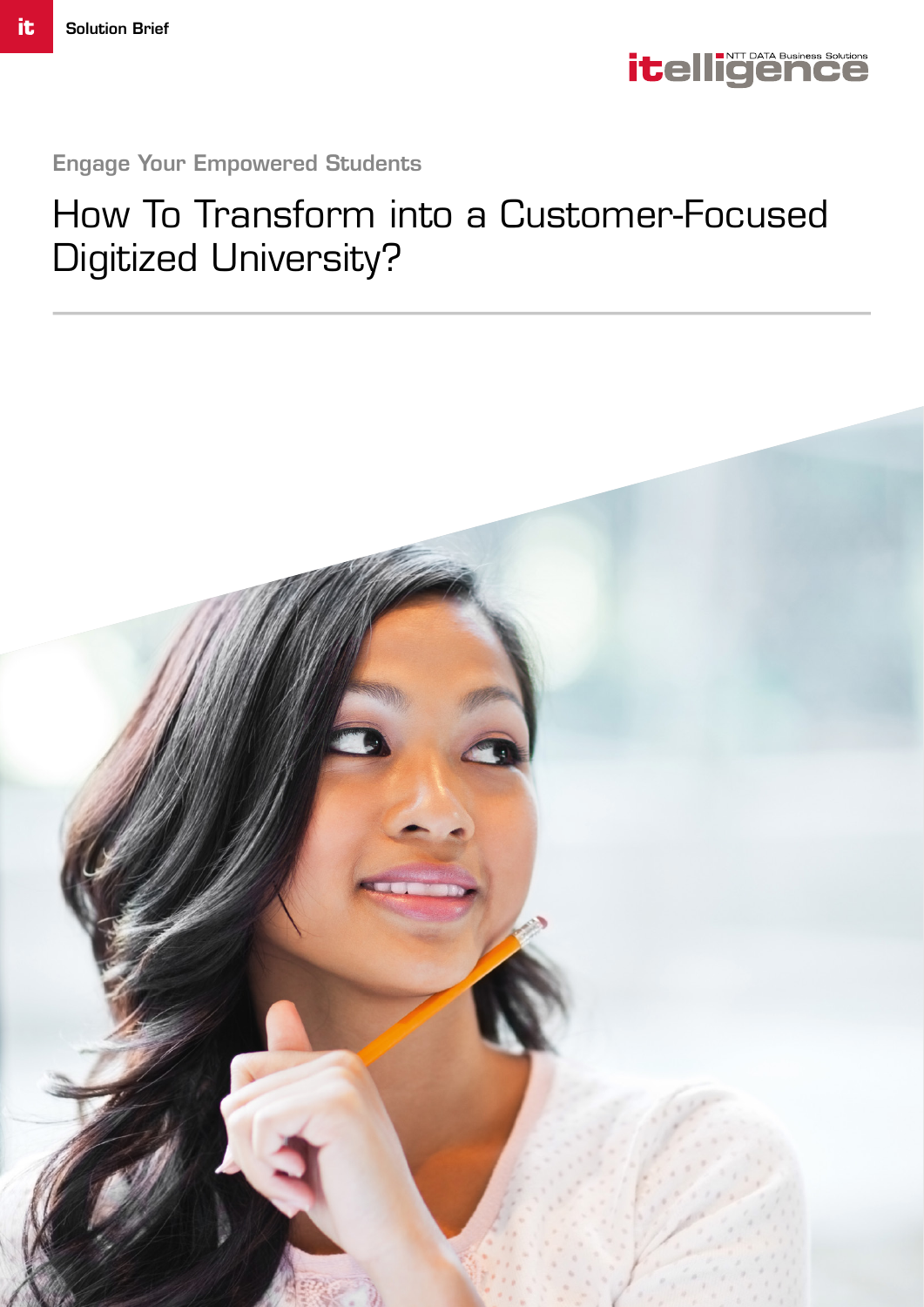Solution Brief

Engage Your Empowered Students

# How To Transform into a Customer-Focused Digitized University?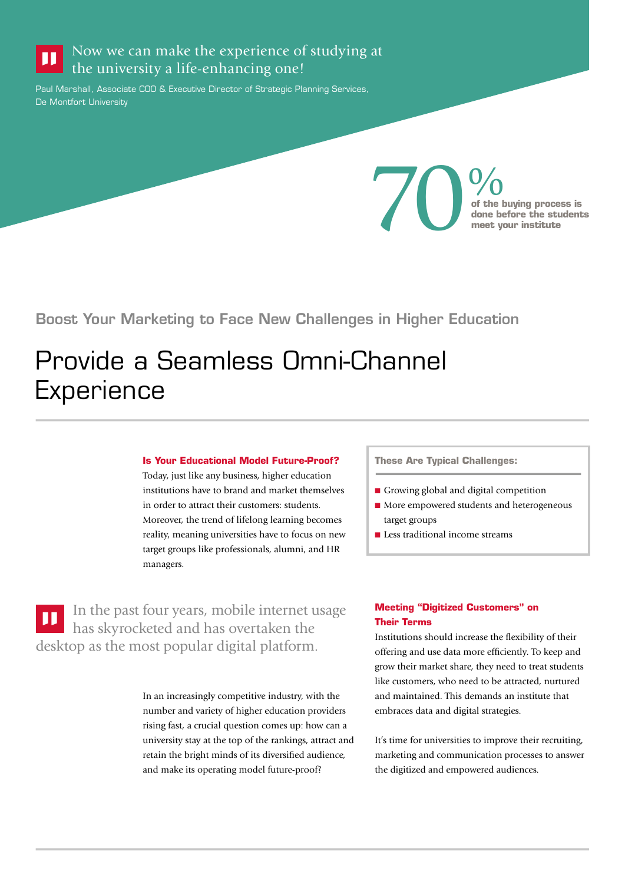> Now we can make the experience of studying at the university a life-enhancing one!

Paul Marshall, Associate COO & Executive Director of Strategic Planning Services, De Montfort University

**70%** of the buying process is done before the students meet your institute

## Boost Your Marketing to Face New Challenges in Higher Education

# Provide a Seamless Omni-Channel Experience

**Is Your Educational Model Future-Proof?**

Today, just like any business, higher education institutions have to brand and market themselves in order to attract their customers: students. Moreover, the trend of lifelong learning becomes reality, meaning universities have to focus on new target groups like professionals, alumni, and HR managers.

> In the past four years, mobile internet usage has skyrocketed and has overtaken the desktop as the most popular digital platform.

In an increasingly competitive industry, with the number and variety of higher education providers rising fast, a crucial question comes up: how can a university stay at the top of the rankings, attract and retain the bright minds of its diversified audience, and make its operating model future-proof?

**These Are Typical Challenges:**

- Growing global and digital competition
- More empowered students and heterogeneous target groups
- Less traditional income streams

**Meeting "Digitized Customers" on Their Terms**

Institutions should increase the flexibility of their offering and use data more efficiently. To keep and grow their market share, they need to treat students like customers, who need to be attracted, nurtured and maintained. This demands an institute that embraces data and digital strategies.

It's time for universities to improve their recruiting, marketing and communication processes to answer the digitized and empowered audiences.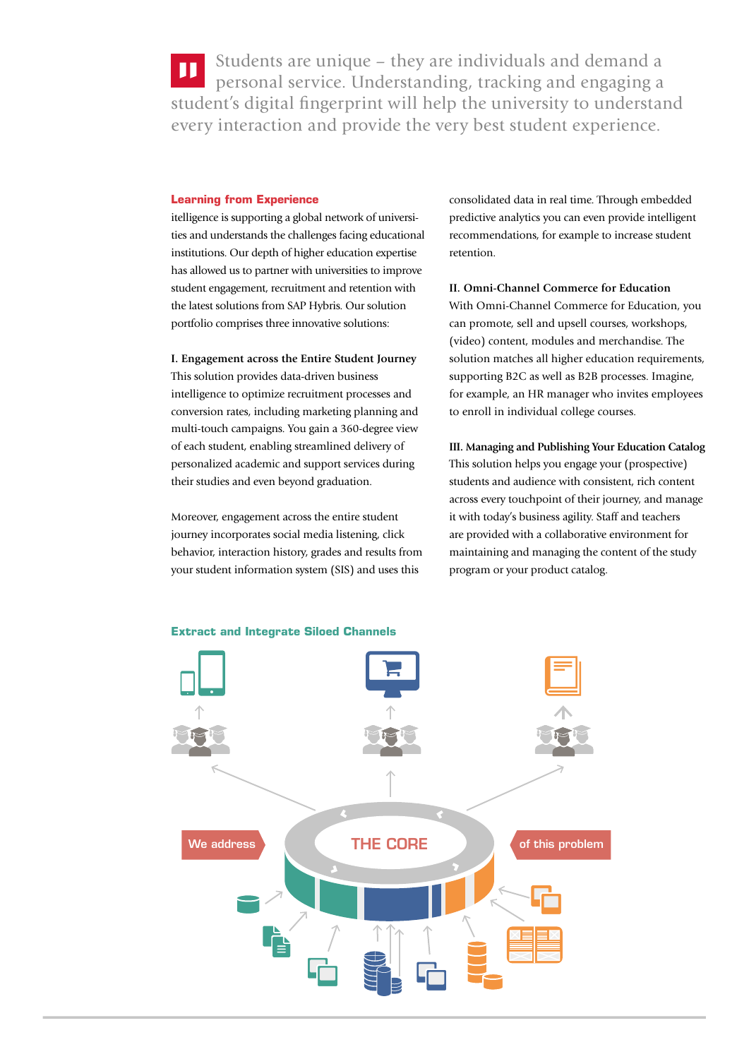Students are unique – they are individuals and demand a personal service. Understanding, tracking and engaging a student's digital fingerprint will help the university to understand every interaction and provide the very best student experience.

## Learning from Experience

itelligence is supporting a global network of universities and understands the challenges facing educational institutions. Our depth of higher education expertise has allowed us to partner with universities to improve student engagement, recruitment and retention with the latest solutions from SAP Hybris. Our solution portfolio comprises three innovative solutions:

**I. Engagement across the Entire Student Journey**
This solution provides data-driven business intelligence to optimize recruitment processes and conversion rates, including marketing planning and multi-touch campaigns. You gain a 360-degree view of each student, enabling streamlined delivery of personalized academic and support services during their studies and even beyond graduation.

Moreover, engagement across the entire student journey incorporates social media listening, click behavior, interaction history, grades and results from your student information system (SIS) and uses this consolidated data in real time. Through embedded predictive analytics you can even provide intelligent recommendations, for example to increase student retention.

**II. Omni-Channel Commerce for Education**
With Omni-Channel Commerce for Education, you can promote, sell and upsell courses, workshops, (video) content, modules and merchandise. The solution matches all higher education requirements, supporting B2C as well as B2B processes. Imagine, for example, an HR manager who invites employees to enroll in individual college courses.

**III. Managing and Publishing Your Education Catalog**
This solution helps you engage your (prospective) students and audience with consistent, rich content across every touchpoint of their journey, and manage it with today's business agility. Staff and teachers are provided with a collaborative environment for maintaining and managing the content of the study program or your product catalog.

## Extract and Integrate Siloed Channels

We address THE CORE of this problem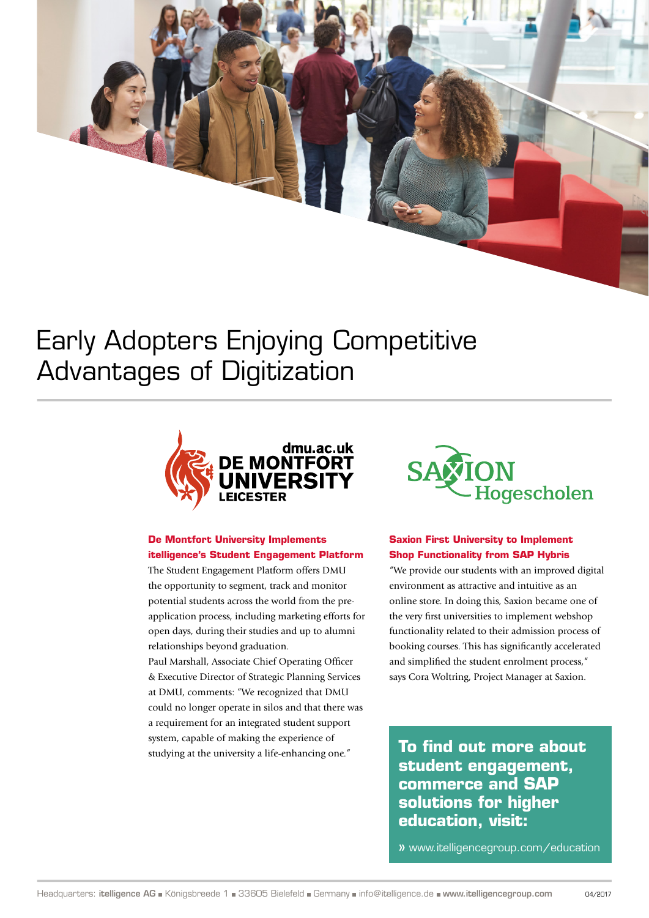# Early Adopters Enjoying Competitive Advantages of Digitization

dmu.ac.uk
DE MONTFORT UNIVERSITY
LEICESTER

### De Montfort University Implements itelligence's Student Engagement Platform

The Student Engagement Platform offers DMU the opportunity to segment, track and monitor potential students across the world from the pre-application process, including marketing efforts for open days, during their studies and up to alumni relationships beyond graduation.

Paul Marshall, Associate Chief Operating Officer & Executive Director of Strategic Planning Services at DMU, comments: "We recognized that DMU could no longer operate in silos and that there was a requirement for an integrated student support system, capable of making the experience of studying at the university a life-enhancing one."

SAXION Hogescholen

### Saxion First University to Implement Shop Functionality from SAP Hybris

"We provide our students with an improved digital environment as attractive and intuitive as an online store. In doing this, Saxion became one of the very first universities to implement webshop functionality related to their admission process of booking courses. This has significantly accelerated and simplified the student enrolment process," says Cora Woltring, Project Manager at Saxion.

**To find out more about student engagement, commerce and SAP solutions for higher education, visit:**

» www.itelligencegroup.com/education

Headquarters: **itelligence AG** ■ Königsbreede 1 ■ 33605 Bielefeld ■ Germany ■ info@itelligence.de ■ **www.itelligencegroup.com** 04/2017